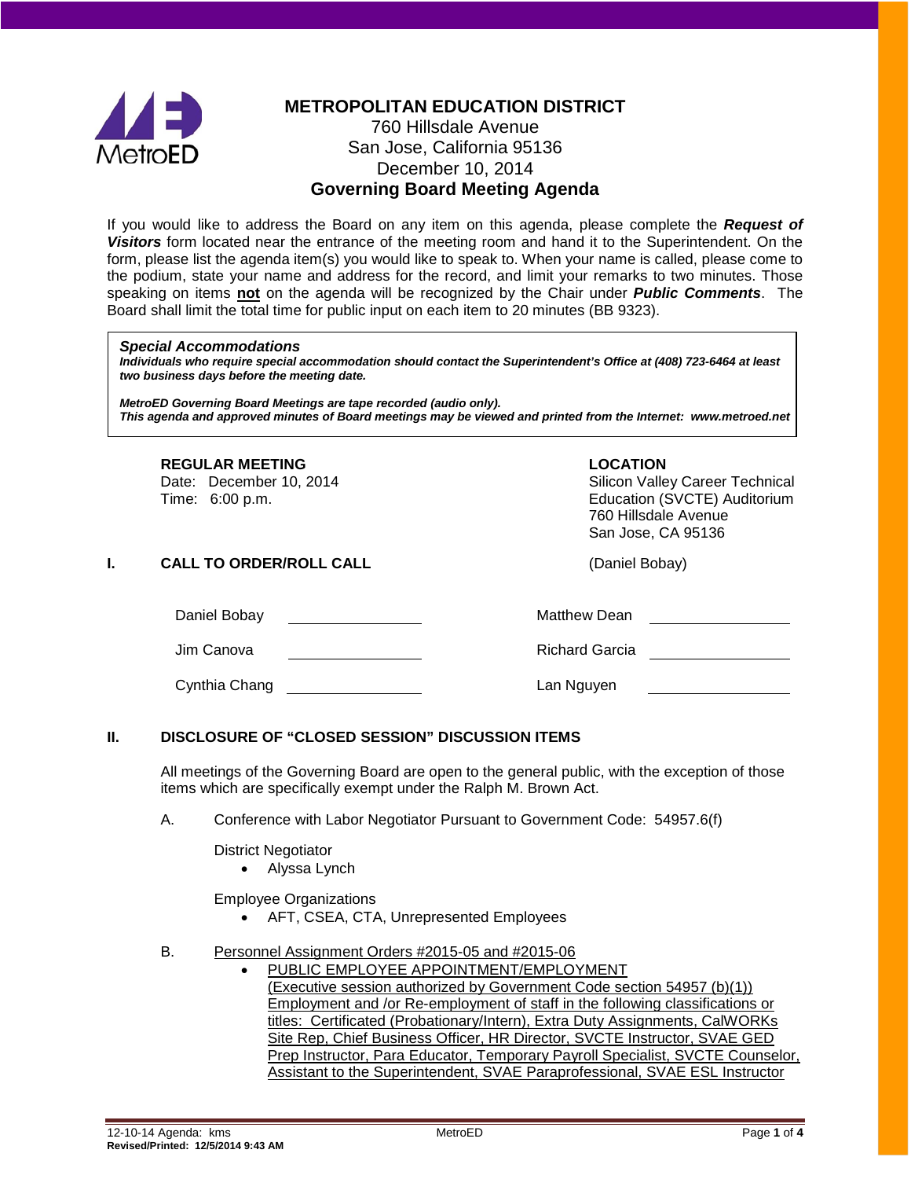# METROPOLITAN EDUCATION DISTRICT

760 Hillsdale Avenue
San Jose, California 95136
December 10, 2014

## Governing Board Meeting Agenda

If you would like to address the Board on any item on this agenda, please complete the ***Request of Visitors*** form located near the entrance of the meeting room and hand it to the Superintendent. On the form, please list the agenda item(s) you would like to speak to. When your name is called, please come to the podium, state your name and address for the record, and limit your remarks to two minutes. Those speaking on items **not** on the agenda will be recognized by the Chair under ***Public Comments***. The Board shall limit the total time for public input on each item to 20 minutes (BB 9323).

> ***Special Accommodations***
> ***Individuals who require special accommodation should contact the Superintendent's Office at (408) 723-6464 at least two business days before the meeting date.***
>
> ***MetroED Governing Board Meetings are tape recorded (audio only).***
> ***This agenda and approved minutes of Board meetings may be viewed and printed from the Internet: www.metroed.net***

**REGULAR MEETING**
Date: December 10, 2014
Time: 6:00 p.m.

**LOCATION**
Silicon Valley Career Technical Education (SVCTE) Auditorium
760 Hillsdale Avenue
San Jose, CA 95136

### I. CALL TO ORDER/ROLL CALL (Daniel Bobay)

| | | | |
|---|---|---|---|
| Daniel Bobay | ____________ | Matthew Dean | ____________ |
| Jim Canova | ____________ | Richard Garcia | ____________ |
| Cynthia Chang | ____________ | Lan Nguyen | ____________ |

### II. DISCLOSURE OF "CLOSED SESSION" DISCUSSION ITEMS

All meetings of the Governing Board are open to the general public, with the exception of those items which are specifically exempt under the Ralph M. Brown Act.

A. Conference with Labor Negotiator Pursuant to Government Code: 54957.6(f)

District Negotiator
- Alyssa Lynch

Employee Organizations
- AFT, CSEA, CTA, Unrepresented Employees

B. Personnel Assignment Orders #2015-05 and #2015-06
- PUBLIC EMPLOYEE APPOINTMENT/EMPLOYMENT (Executive session authorized by Government Code section 54957 (b)(1)) Employment and /or Re-employment of staff in the following classifications or titles: Certificated (Probationary/Intern), Extra Duty Assignments, CalWORKs Site Rep, Chief Business Officer, HR Director, SVCTE Instructor, SVAE GED Prep Instructor, Para Educator, Temporary Payroll Specialist, SVCTE Counselor, Assistant to the Superintendent, SVAE Paraprofessional, SVAE ESL Instructor

12-10-14 Agenda: kms
Revised/Printed: 12/5/2014 9:43 AM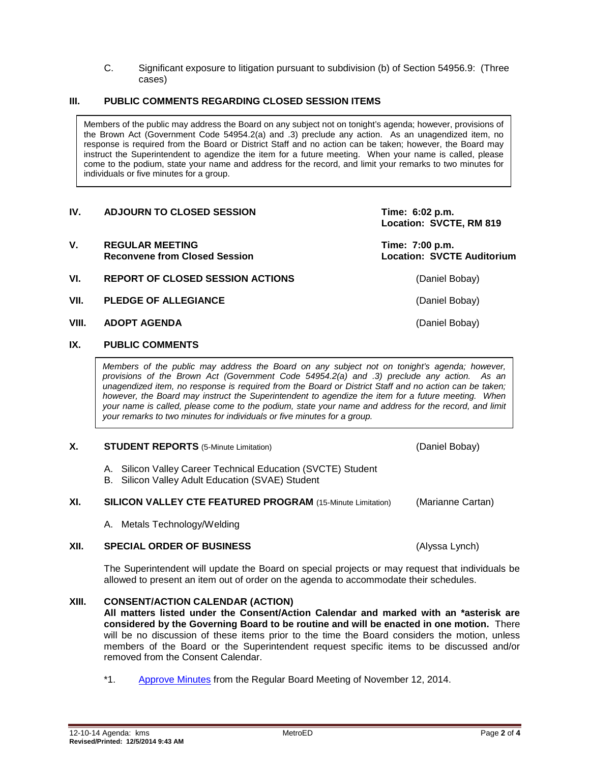C. Significant exposure to litigation pursuant to subdivision (b) of Section 54956.9: (Three cases)

## III. PUBLIC COMMENTS REGARDING CLOSED SESSION ITEMS

Members of the public may address the Board on any subject not on tonight's agenda; however, provisions of the Brown Act (Government Code 54954.2(a) and .3) preclude any action. As an unagendized item, no response is required from the Board or District Staff and no action can be taken; however, the Board may instruct the Superintendent to agendize the item for a future meeting. When your name is called, please come to the podium, state your name and address for the record, and limit your remarks to two minutes for individuals or five minutes for a group.

## IV. ADJOURN TO CLOSED SESSION

**Time: 6:02 p.m.**
**Location: SVCTE, RM 819**

## V. REGULAR MEETING
**Reconvene from Closed Session**

**Time: 7:00 p.m.**
**Location: SVCTE Auditorium**

## VI. REPORT OF CLOSED SESSION ACTIONS (Daniel Bobay)

## VII. PLEDGE OF ALLEGIANCE (Daniel Bobay)

## VIII. ADOPT AGENDA (Daniel Bobay)

## IX. PUBLIC COMMENTS

*Members of the public may address the Board on any subject not on tonight's agenda; however, provisions of the Brown Act (Government Code 54954.2(a) and .3) preclude any action. As an unagendized item, no response is required from the Board or District Staff and no action can be taken; however, the Board may instruct the Superintendent to agendize the item for a future meeting. When your name is called, please come to the podium, state your name and address for the record, and limit your remarks to two minutes for individuals or five minutes for a group.*

## X. STUDENT REPORTS (5-Minute Limitation) (Daniel Bobay)

A. Silicon Valley Career Technical Education (SVCTE) Student
B. Silicon Valley Adult Education (SVAE) Student

## XI. SILICON VALLEY CTE FEATURED PROGRAM (15-Minute Limitation) (Marianne Cartan)

A. Metals Technology/Welding

## XII. SPECIAL ORDER OF BUSINESS (Alyssa Lynch)

The Superintendent will update the Board on special projects or may request that individuals be allowed to present an item out of order on the agenda to accommodate their schedules.

## XIII. CONSENT/ACTION CALENDAR (ACTION)

**All matters listed under the Consent/Action Calendar and marked with an *asterisk are considered by the Governing Board to be routine and will be enacted in one motion.** There will be no discussion of these items prior to the time the Board considers the motion, unless members of the Board or the Superintendent request specific items to be discussed and/or removed from the Consent Calendar.

*1. Approve Minutes from the Regular Board Meeting of November 12, 2014.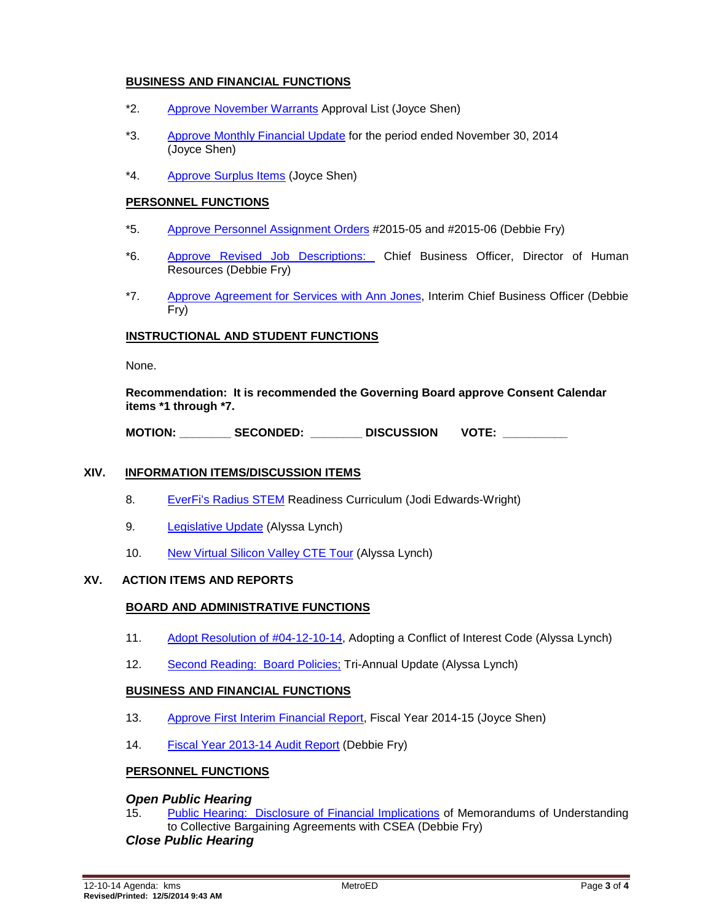**BUSINESS AND FINANCIAL FUNCTIONS**

*2. Approve November Warrants Approval List (Joyce Shen)

*3. Approve Monthly Financial Update for the period ended November 30, 2014 (Joyce Shen)

*4. Approve Surplus Items (Joyce Shen)

**PERSONNEL FUNCTIONS**

*5. Approve Personnel Assignment Orders #2015-05 and #2015-06 (Debbie Fry)

*6. Approve Revised Job Descriptions: Chief Business Officer, Director of Human Resources (Debbie Fry)

*7. Approve Agreement for Services with Ann Jones, Interim Chief Business Officer (Debbie Fry)

**INSTRUCTIONAL AND STUDENT FUNCTIONS**

None.

**Recommendation: It is recommended the Governing Board approve Consent Calendar items *1 through *7.**

**MOTION: ________ SECONDED: ________ DISCUSSION VOTE: __________**

## XIV. INFORMATION ITEMS/DISCUSSION ITEMS

8. EverFi's Radius STEM Readiness Curriculum (Jodi Edwards-Wright)

9. Legislative Update (Alyssa Lynch)

10. New Virtual Silicon Valley CTE Tour (Alyssa Lynch)

## XV. ACTION ITEMS AND REPORTS

**BOARD AND ADMINISTRATIVE FUNCTIONS**

11. Adopt Resolution of #04-12-10-14, Adopting a Conflict of Interest Code (Alyssa Lynch)

12. Second Reading: Board Policies; Tri-Annual Update (Alyssa Lynch)

**BUSINESS AND FINANCIAL FUNCTIONS**

13. Approve First Interim Financial Report, Fiscal Year 2014-15 (Joyce Shen)

14. Fiscal Year 2013-14 Audit Report (Debbie Fry)

**PERSONNEL FUNCTIONS**

***Open Public Hearing***

15. Public Hearing: Disclosure of Financial Implications of Memorandums of Understanding to Collective Bargaining Agreements with CSEA (Debbie Fry)

***Close Public Hearing***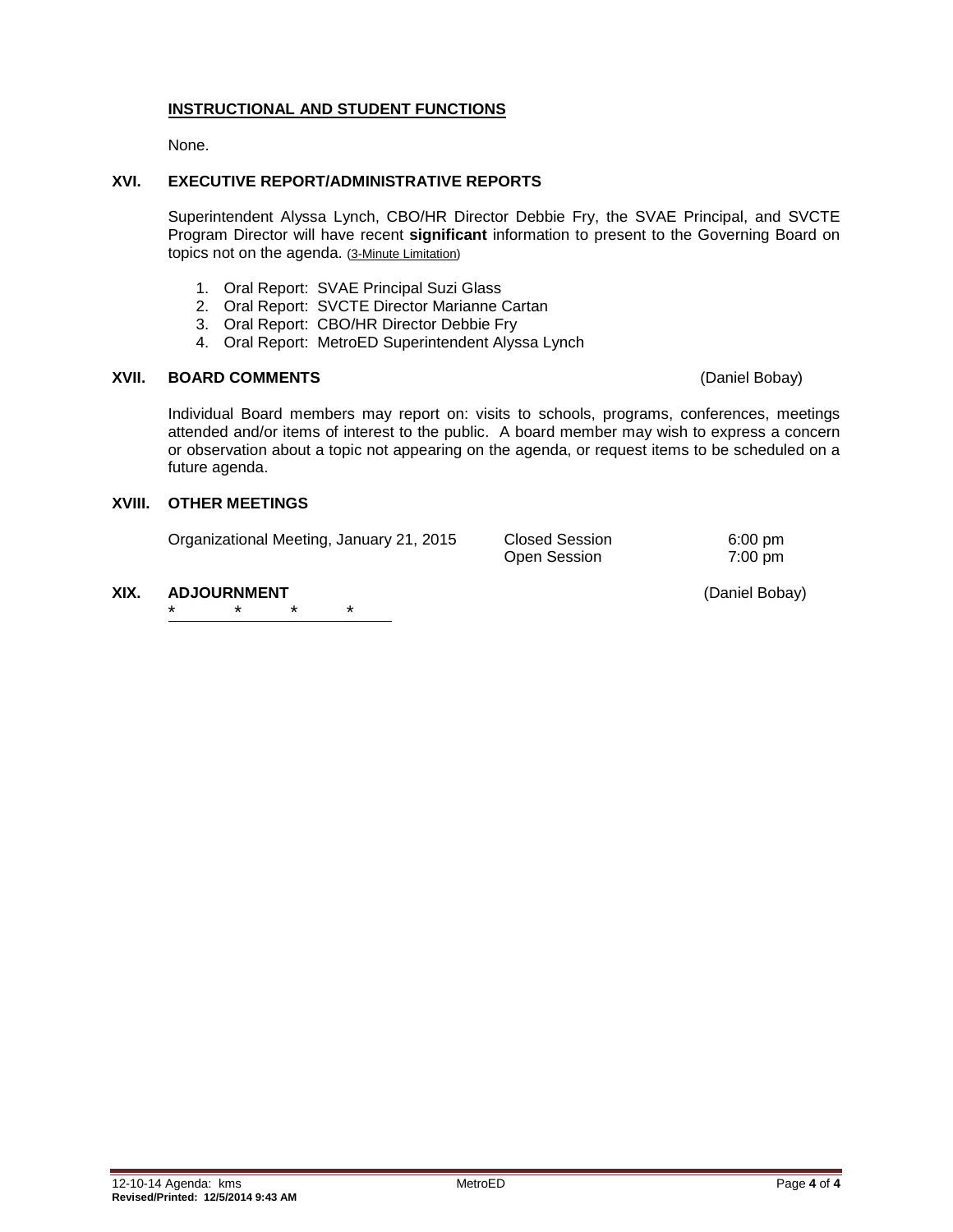**INSTRUCTIONAL AND STUDENT FUNCTIONS**

None.

## XVI. EXECUTIVE REPORT/ADMINISTRATIVE REPORTS

Superintendent Alyssa Lynch, CBO/HR Director Debbie Fry, the SVAE Principal, and SVCTE Program Director will have recent **significant** information to present to the Governing Board on topics not on the agenda. (3-Minute Limitation)

1. Oral Report: SVAE Principal Suzi Glass
2. Oral Report: SVCTE Director Marianne Cartan
3. Oral Report: CBO/HR Director Debbie Fry
4. Oral Report: MetroED Superintendent Alyssa Lynch

## XVII. BOARD COMMENTS (Daniel Bobay)

Individual Board members may report on: visits to schools, programs, conferences, meetings attended and/or items of interest to the public. A board member may wish to express a concern or observation about a topic not appearing on the agenda, or request items to be scheduled on a future agenda.

## XVIII. OTHER MEETINGS

| | | |
|---|---|---|
| Organizational Meeting, January 21, 2015 | Closed Session | 6:00 pm |
| | Open Session | 7:00 pm |

## XIX. ADJOURNMENT (Daniel Bobay)

\* \* \* \*